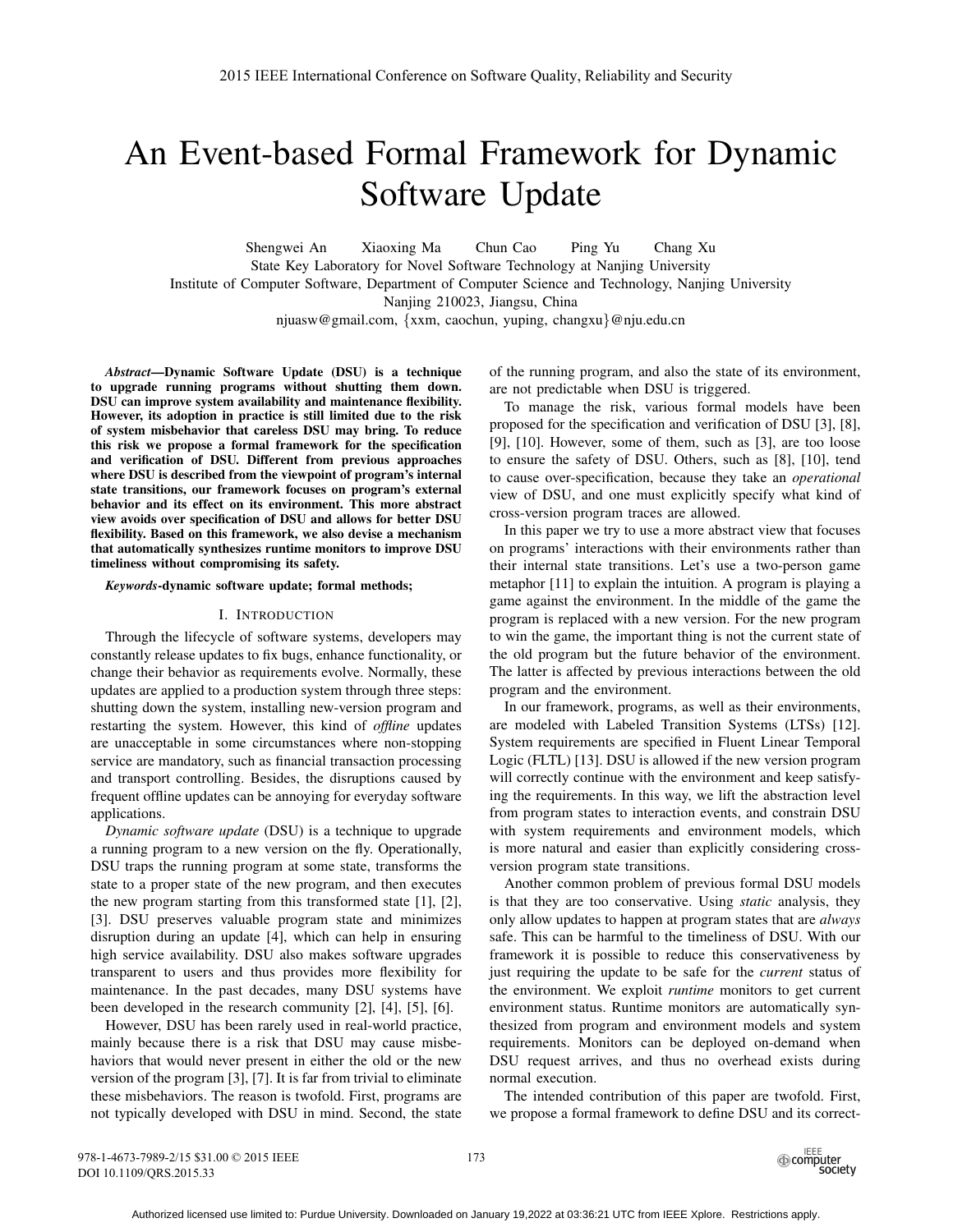# An Event-based Formal Framework for Dynamic Software Update

Shengwei An Xiaoxing Ma Chun Cao Ping Yu Chang Xu

State Key Laboratory for Novel Software Technology at Nanjing University

Institute of Computer Software, Department of Computer Science and Technology, Nanjing University

Nanjing 210023, Jiangsu, China

njuasw@gmail.com, {xxm, caochun, yuping, changxu}@nju.edu.cn

***Abstract*—Dynamic Software Update (DSU) is a technique to upgrade running programs without shutting them down. DSU can improve system availability and maintenance flexibility. However, its adoption in practice is still limited due to the risk of system misbehavior that careless DSU may bring. To reduce this risk we propose a formal framework for the specification and verification of DSU. Different from previous approaches where DSU is described from the viewpoint of program's internal state transitions, our framework focuses on program's external behavior and its effect on its environment. This more abstract view avoids over specification of DSU and allows for better DSU flexibility. Based on this framework, we also devise a mechanism that automatically synthesizes runtime monitors to improve DSU timeliness without compromising its safety.**

***Keywords*-dynamic software update; formal methods;**

## I. Introduction

Through the lifecycle of software systems, developers may constantly release updates to fix bugs, enhance functionality, or change their behavior as requirements evolve. Normally, these updates are applied to a production system through three steps: shutting down the system, installing new-version program and restarting the system. However, this kind of *offline* updates are unacceptable in some circumstances where non-stopping service are mandatory, such as financial transaction processing and transport controlling. Besides, the disruptions caused by frequent offline updates can be annoying for everyday software applications.

*Dynamic software update* (DSU) is a technique to upgrade a running program to a new version on the fly. Operationally, DSU traps the running program at some state, transforms the state to a proper state of the new program, and then executes the new program starting from this transformed state [1], [2], [3]. DSU preserves valuable program state and minimizes disruption during an update [4], which can help in ensuring high service availability. DSU also makes software upgrades transparent to users and thus provides more flexibility for maintenance. In the past decades, many DSU systems have been developed in the research community [2], [4], [5], [6].

However, DSU has been rarely used in real-world practice, mainly because there is a risk that DSU may cause misbehaviors that would never present in either the old or the new version of the program [3], [7]. It is far from trivial to eliminate these misbehaviors. The reason is twofold. First, programs are not typically developed with DSU in mind. Second, the state of the running program, and also the state of its environment, are not predictable when DSU is triggered.

To manage the risk, various formal models have been proposed for the specification and verification of DSU [3], [8], [9], [10]. However, some of them, such as [3], are too loose to ensure the safety of DSU. Others, such as [8], [10], tend to cause over-specification, because they take an *operational* view of DSU, and one must explicitly specify what kind of cross-version program traces are allowed.

In this paper we try to use a more abstract view that focuses on programs' interactions with their environments rather than their internal state transitions. Let's use a two-person game metaphor [11] to explain the intuition. A program is playing a game against the environment. In the middle of the game the program is replaced with a new version. For the new program to win the game, the important thing is not the current state of the old program but the future behavior of the environment. The latter is affected by previous interactions between the old program and the environment.

In our framework, programs, as well as their environments, are modeled with Labeled Transition Systems (LTSs) [12]. System requirements are specified in Fluent Linear Temporal Logic (FLTL) [13]. DSU is allowed if the new version program will correctly continue with the environment and keep satisfying the requirements. In this way, we lift the abstraction level from program states to interaction events, and constrain DSU with system requirements and environment models, which is more natural and easier than explicitly considering cross-version program state transitions.

Another common problem of previous formal DSU models is that they are too conservative. Using *static* analysis, they only allow updates to happen at program states that are *always* safe. This can be harmful to the timeliness of DSU. With our framework it is possible to reduce this conservativeness by just requiring the update to be safe for the *current* status of the environment. We exploit *runtime* monitors to get current environment status. Runtime monitors are automatically synthesized from program and environment models and system requirements. Monitors can be deployed on-demand when DSU request arrives, and thus no overhead exists during normal execution.

The intended contribution of this paper are twofold. First, we propose a formal framework to define DSU and its correct-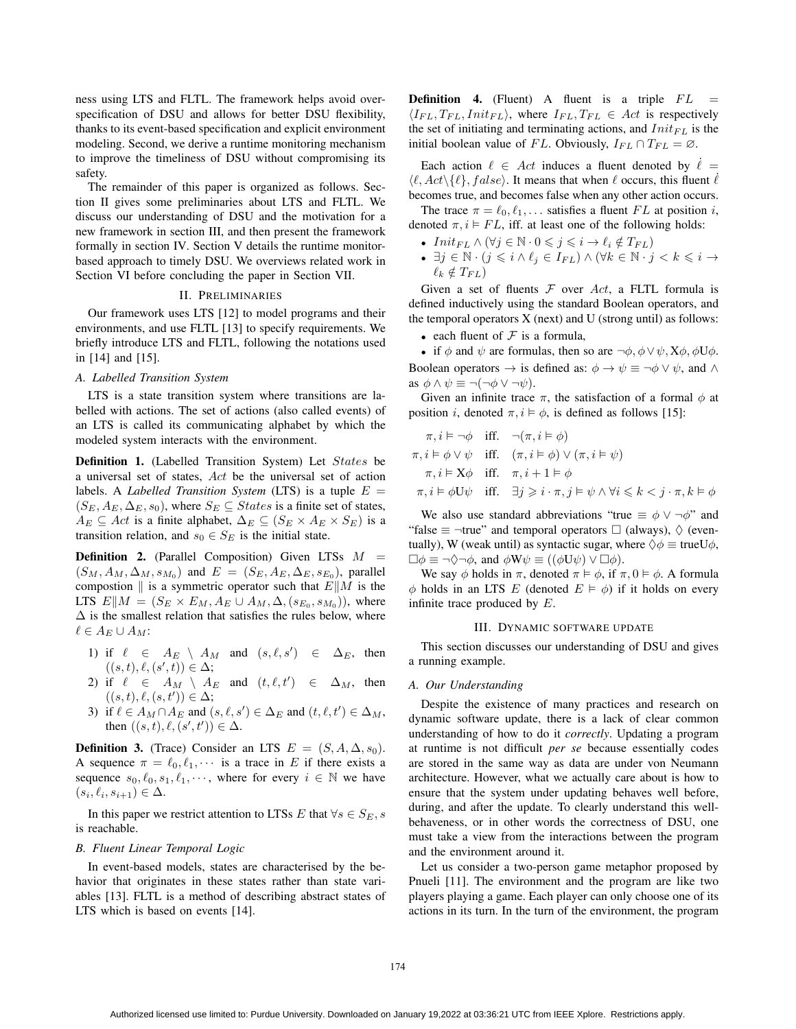ness using LTS and FLTL. The framework helps avoid over-specification of DSU and allows for better DSU flexibility, thanks to its event-based specification and explicit environment modeling. Second, we derive a runtime monitoring mechanism to improve the timeliness of DSU without compromising its safety.

The remainder of this paper is organized as follows. Section II gives some preliminaries about LTS and FLTL. We discuss our understanding of DSU and the motivation for a new framework in section III, and then present the framework formally in section IV. Section V details the runtime monitor-based approach to timely DSU. We overviews related work in Section VI before concluding the paper in Section VII.

## II. Preliminaries

Our framework uses LTS [12] to model programs and their environments, and use FLTL [13] to specify requirements. We briefly introduce LTS and FLTL, following the notations used in [14] and [15].

### A. Labelled Transition System

LTS is a state transition system where transitions are labelled with actions. The set of actions (also called events) of an LTS is called its communicating alphabet by which the modeled system interacts with the environment.

**Definition 1.** (Labelled Transition System) Let $States$ be a universal set of states, $Act$ be the universal set of action labels. A *Labelled Transition System* (LTS) is a tuple $E = (S_E, A_E, \Delta_E, s_0)$, where $S_E \subseteq States$ is a finite set of states, $A_E \subseteq Act$ is a finite alphabet, $\Delta_E \subseteq (S_E \times A_E \times S_E)$ is a transition relation, and $s_0 \in S_E$ is the initial state.

**Definition 2.** (Parallel Composition) Given LTSs $M = (S_M, A_M, \Delta_M, s_{M_0})$ and $E = (S_E, A_E, \Delta_E, s_{E_0})$, parallel compostion $\|$ is a symmetric operator such that $E\|M$ is the LTS $E\|M = (S_E \times E_M, A_E \cup A_M, \Delta, (s_{E_0}, s_{M_0}))$, where $\Delta$ is the smallest relation that satisfies the rules below, where $\ell \in A_E \cup A_M$:

1) if $\ell \in A_E \setminus A_M$ and $(s, \ell, s') \in \Delta_E$, then $((s,t), \ell, (s',t)) \in \Delta$;
2) if $\ell \in A_M \setminus A_E$ and $(t, \ell, t') \in \Delta_M$, then $((s,t), \ell, (s,t')) \in \Delta$;
3) if $\ell \in A_M \cap A_E$ and $(s, \ell, s') \in \Delta_E$ and $(t, \ell, t') \in \Delta_M$, then $((s,t), \ell, (s',t')) \in \Delta$.

**Definition 3.** (Trace) Consider an LTS $E = (S, A, \Delta, s_0)$. A sequence $\pi = \ell_0, \ell_1, \cdots$ is a trace in $E$ if there exists a sequence $s_0, \ell_0, s_1, \ell_1, \cdots$, where for every $i \in \mathbb{N}$ we have $(s_i, \ell_i, s_{i+1}) \in \Delta$.

In this paper we restrict attention to LTSs $E$ that $\forall s \in S_E, s$ is reachable.

### B. Fluent Linear Temporal Logic

In event-based models, states are characterised by the behavior that originates in these states rather than state variables [13]. FLTL is a method of describing abstract states of LTS which is based on events [14].

**Definition 4.** (Fluent) A fluent is a triple $FL = \langle I_{FL}, T_{FL}, Init_{FL} \rangle$, where $I_{FL}, T_{FL} \in Act$ is respectively the set of initiating and terminating actions, and $Init_{FL}$ is the initial boolean value of $FL$. Obviously, $I_{FL} \cap T_{FL} = \varnothing$.

Each action $\ell \in Act$ induces a fluent denoted by $\dot{\ell} = \langle \ell, Act \backslash \{\ell\}, false \rangle$. It means that when $\ell$ occurs, this fluent $\dot{\ell}$ becomes true, and becomes false when any other action occurs.

The trace $\pi = \ell_0, \ell_1, \ldots$ satisfies a fluent $FL$ at position $i$, denoted $\pi, i \vDash FL$, iff. at least one of the following holds:

- $Init_{FL} \wedge (\forall j \in \mathbb{N} \cdot 0 \leqslant j \leqslant i \rightarrow \ell_i \notin T_{FL})$
- $\exists j \in \mathbb{N} \cdot (j \leqslant i \wedge \ell_j \in I_{FL}) \wedge (\forall k \in \mathbb{N} \cdot j < k \leqslant i \rightarrow \ell_k \notin T_{FL})$

Given a set of fluents $\mathcal{F}$ over $Act$, a FLTL formula is defined inductively using the standard Boolean operators, and the temporal operators X (next) and U (strong until) as follows:

- each fluent of $\mathcal{F}$ is a formula,
- if $\phi$ and $\psi$ are formulas, then so are $\neg\phi, \phi \vee \psi, \mathrm{X}\phi, \phi\mathrm{U}\phi$.

Boolean operators $\rightarrow$ is defined as: $\phi \rightarrow \psi \equiv \neg\phi \vee \psi$, and $\wedge$ as $\phi \wedge \psi \equiv \neg(\neg\phi \vee \neg\psi)$.

Given an infinite trace $\pi$, the satisfaction of a formal $\phi$ at position $i$, denoted $\pi, i \vDash \phi$, is defined as follows [15]:

$$
\begin{aligned}
\pi, i \vDash \neg\phi \quad &\text{iff.} \quad \neg(\pi, i \vDash \phi) \\
\pi, i \vDash \phi \vee \psi \quad &\text{iff.} \quad (\pi, i \vDash \phi) \vee (\pi, i \vDash \psi) \\
\pi, i \vDash \mathrm{X}\phi \quad &\text{iff.} \quad \pi, i+1 \vDash \phi \\
\pi, i \vDash \phi\mathrm{U}\psi \quad &\text{iff.} \quad \exists j \geqslant i \cdot \pi, j \vDash \psi \wedge \forall i \leqslant k < j \cdot \pi, k \vDash \phi
\end{aligned}
$$

We also use standard abbreviations "true $\equiv \phi \vee \neg\phi$" and "false $\equiv \neg$true" and temporal operators $\Box$ (always), $\Diamond$ (eventually), W (weak until) as syntactic sugar, where $\Diamond\phi \equiv \text{true}\mathrm{U}\phi$, $\Box\phi \equiv \neg\Diamond\neg\phi$, and $\phi\mathrm{W}\psi \equiv ((\phi\mathrm{U}\psi) \vee \Box\phi)$.

We say $\phi$ holds in $\pi$, denoted $\pi \vDash \phi$, if $\pi, 0 \vDash \phi$. A formula $\phi$ holds in an LTS $E$ (denoted $E \vDash \phi$) if it holds on every infinite trace produced by $E$.

## III. Dynamic Software Update

This section discusses our understanding of DSU and gives a running example.

### A. Our Understanding

Despite the existence of many practices and research on dynamic software update, there is a lack of clear common understanding of how to do it *correctly*. Updating a program at runtime is not difficult *per se* because essentially codes are stored in the same way as data are under von Neumann architecture. However, what we actually care about is how to ensure that the system under updating behaves well before, during, and after the update. To clearly understand this well-behaveness, or in other words the correctness of DSU, one must take a view from the interactions between the program and the environment around it.

Let us consider a two-person game metaphor proposed by Pnueli [11]. The environment and the program are like two players playing a game. Each player can only choose one of its actions in its turn. In the turn of the environment, the program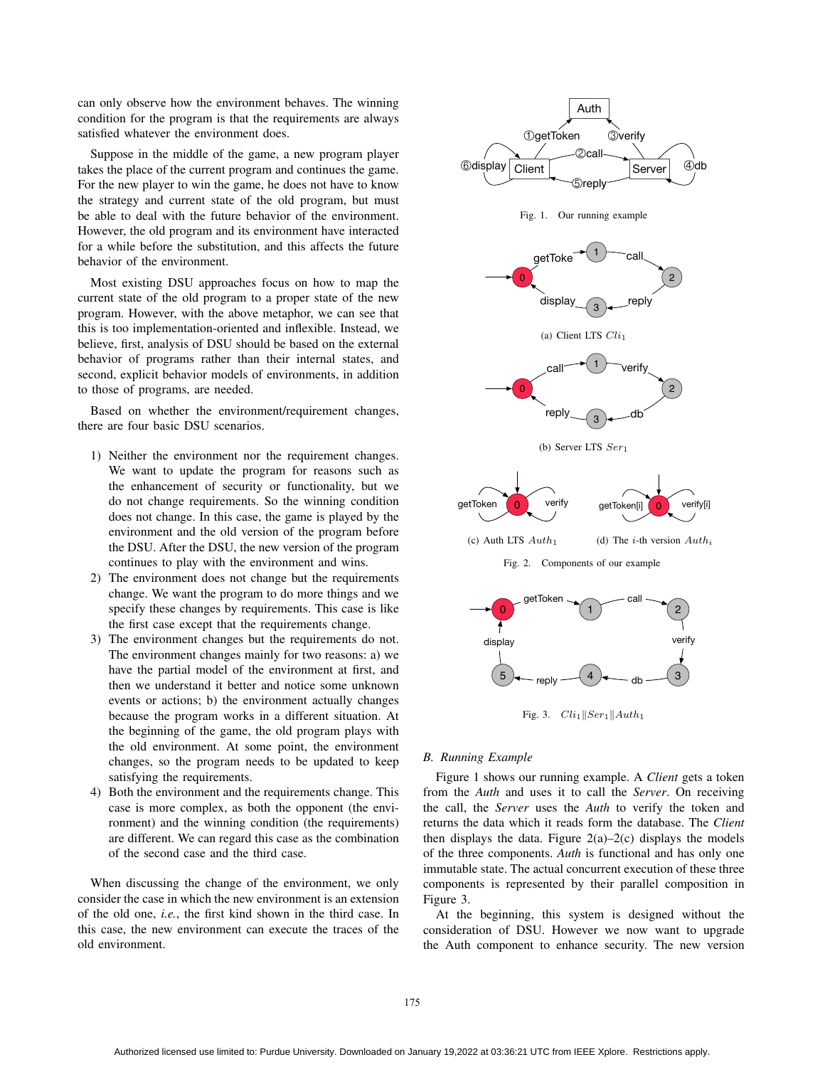can only observe how the environment behaves. The winning condition for the program is that the requirements are always satisfied whatever the environment does.

Suppose in the middle of the game, a new program player takes the place of the current program and continues the game. For the new player to win the game, he does not have to know the strategy and current state of the old program, but must be able to deal with the future behavior of the environment. However, the old program and its environment have interacted for a while before the substitution, and this affects the future behavior of the environment.

Most existing DSU approaches focus on how to map the current state of the old program to a proper state of the new program. However, with the above metaphor, we can see that this is too implementation-oriented and inflexible. Instead, we believe, first, analysis of DSU should be based on the external behavior of programs rather than their internal states, and second, explicit behavior models of environments, in addition to those of programs, are needed.

Based on whether the environment/requirement changes, there are four basic DSU scenarios.

1) Neither the environment nor the requirement changes. We want to update the program for reasons such as the enhancement of security or functionality, but we do not change requirements. So the winning condition does not change. In this case, the game is played by the environment and the old version of the program before the DSU. After the DSU, the new version of the program continues to play with the environment and wins.
2) The environment does not change but the requirements change. We want the program to do more things and we specify these changes by requirements. This case is like the first case except that the requirements change.
3) The environment changes but the requirements do not. The environment changes mainly for two reasons: a) we have the partial model of the environment at first, and then we understand it better and notice some unknown events or actions; b) the environment actually changes because the program works in a different situation. At the beginning of the game, the old program plays with the old environment. At some point, the environment changes, so the program needs to be updated to keep satisfying the requirements.
4) Both the environment and the requirements change. This case is more complex, as both the opponent (the environment) and the winning condition (the requirements) are different. We can regard this case as the combination of the second case and the third case.

When discussing the change of the environment, we only consider the case in which the new environment is an extension of the old one, *i.e.*, the first kind shown in the third case. In this case, the new environment can execute the traces of the old environment.

Auth
①getToken
③verify
②call
⑥display
Client
Server
④db
⑤reply

Fig. 1. Our running example

getToke
1
call
0
2
display
3
reply

(a) Client LTS $Cli_1$

call
1
verify
0
2
reply
3
db

(b) Server LTS $Ser_1$

getToken
0
verify

(c) Auth LTS $Auth_1$

getToken[i]
0
verify[i]

(d) The $i$-th version $Auth_i$

Fig. 2. Components of our example

0
getToken
1
call
2
display
verify
5
reply
4
db
3

Fig. 3. $Cli_1 \| Ser_1 \| Auth_1$

## B. Running Example

Figure 1 shows our running example. A *Client* gets a token from the *Auth* and uses it to call the *Server*. On receiving the call, the *Server* uses the *Auth* to verify the token and returns the data which it reads form the database. The *Client* then displays the data. Figure 2(a)–2(c) displays the models of the three components. *Auth* is functional and has only one immutable state. The actual concurrent execution of these three components is represented by their parallel composition in Figure 3.

At the beginning, this system is designed without the consideration of DSU. However we now want to upgrade the Auth component to enhance security. The new version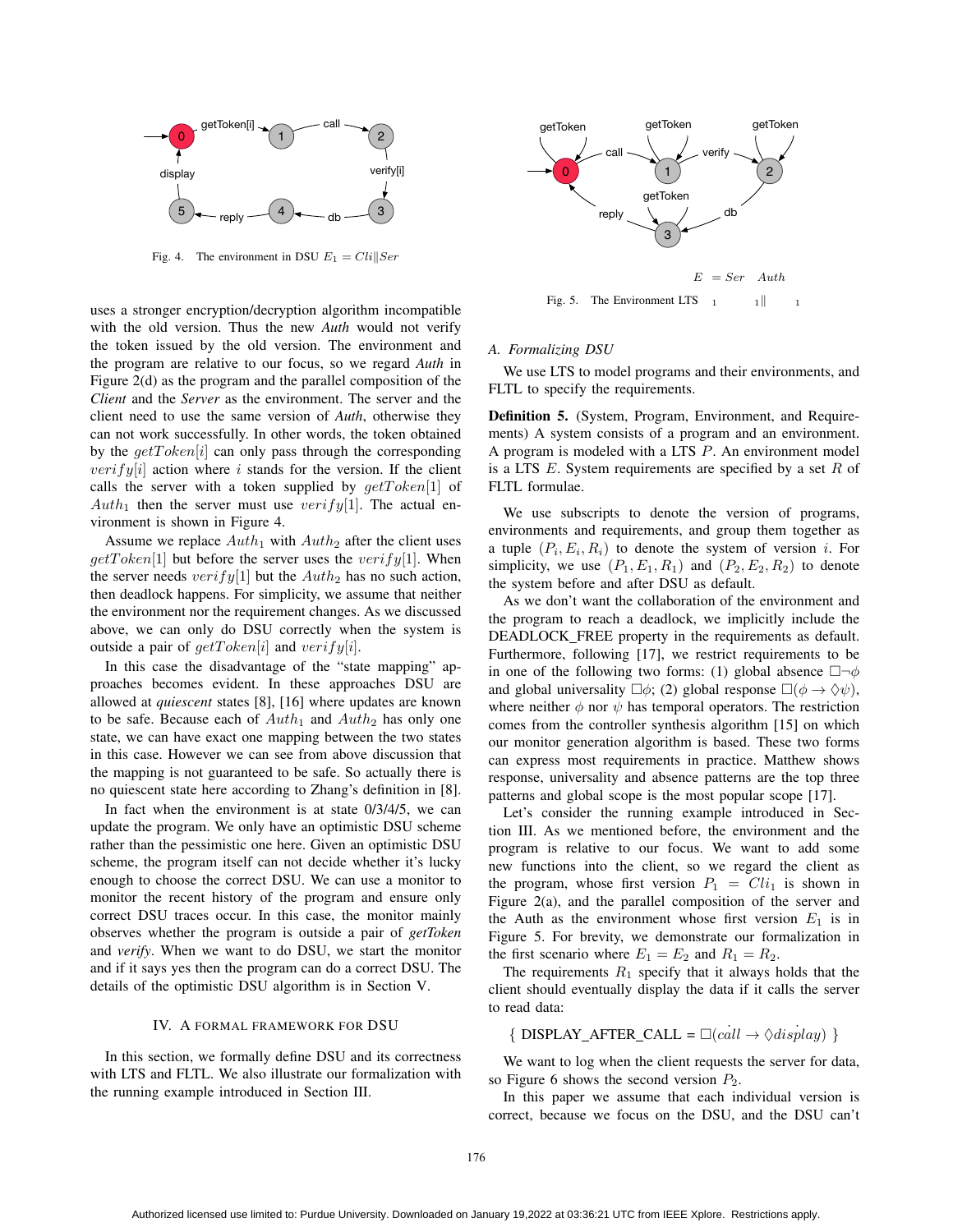Fig. 4. The environment in DSU $E_1 = Cli \| Ser$

uses a stronger encryption/decryption algorithm incompatible with the old version. Thus the new *Auth* would not verify the token issued by the old version. The environment and the program are relative to our focus, so we regard *Auth* in Figure 2(d) as the program and the parallel composition of the *Client* and the *Server* as the environment. The server and the client need to use the same version of *Auth*, otherwise they can not work successfully. In other words, the token obtained by the $getToken[i]$ can only pass through the corresponding $verify[i]$ action where $i$ stands for the version. If the client calls the server with a token supplied by $getToken[1]$ of $Auth_1$ then the server must use $verify[1]$. The actual environment is shown in Figure 4.

Assume we replace $Auth_1$ with $Auth_2$ after the client uses $getToken[1]$ but before the server uses the $verify[1]$. When the server needs $verify[1]$ but the $Auth_2$ has no such action, then deadlock happens. For simplicity, we assume that neither the environment nor the requirement changes. As we discussed above, we can only do DSU correctly when the system is outside a pair of $getToken[i]$ and $verify[i]$.

In this case the disadvantage of the "state mapping" approaches becomes evident. In these approaches DSU are allowed at *quiescent* states [8], [16] where updates are known to be safe. Because each of $Auth_1$ and $Auth_2$ has only one state, we can have exact one mapping between the two states in this case. However we can see from above discussion that the mapping is not guaranteed to be safe. So actually there is no quiescent state here according to Zhang's definition in [8].

In fact when the environment is at state 0/3/4/5, we can update the program. We only have an optimistic DSU scheme rather than the pessimistic one here. Given an optimistic DSU scheme, the program itself can not decide whether it's lucky enough to choose the correct DSU. We can use a monitor to monitor the recent history of the program and ensure only correct DSU traces occur. In this case, the monitor mainly observes whether the program is outside a pair of *getToken* and *verify*. When we want to do DSU, we start the monitor and if it says yes then the program can do a correct DSU. The details of the optimistic DSU algorithm is in Section V.

## IV. A Formal Framework for DSU

In this section, we formally define DSU and its correctness with LTS and FLTL. We also illustrate our formalization with the running example introduced in Section III.

Fig. 5. The Environment LTS $E_1 = Ser_1 \| Auth_1$

### A. Formalizing DSU

We use LTS to model programs and their environments, and FLTL to specify the requirements.

**Definition 5.** (System, Program, Environment, and Requirements) A system consists of a program and an environment. A program is modeled with a LTS $P$. An environment model is a LTS $E$. System requirements are specified by a set $R$ of FLTL formulae.

We use subscripts to denote the version of programs, environments and requirements, and group them together as a tuple $(P_i, E_i, R_i)$ to denote the system of version $i$. For simplicity, we use $(P_1, E_1, R_1)$ and $(P_2, E_2, R_2)$ to denote the system before and after DSU as default.

As we don't want the collaboration of the environment and the program to reach a deadlock, we implicitly include the DEADLOCK_FREE property in the requirements as default. Furthermore, following [17], we restrict requirements to be in one of the following two forms: (1) global absence $\Box\neg\phi$ and global universality $\Box\phi$; (2) global response $\Box(\phi \rightarrow \Diamond\psi)$, where neither $\phi$ nor $\psi$ has temporal operators. The restriction comes from the controller synthesis algorithm [15] on which our monitor generation algorithm is based. These two forms can express most requirements in practice. Matthew shows response, universality and absence patterns are the top three patterns and global scope is the most popular scope [17].

Let's consider the running example introduced in Section III. As we mentioned before, the environment and the program is relative to our focus. We want to add some new functions into the client, so we regard the client as the program, whose first version $P_1 = Cli_1$ is shown in Figure 2(a), and the parallel composition of the server and the Auth as the environment whose first version $E_1$ is in Figure 5. For brevity, we demonstrate our formalization in the first scenario where $E_1 = E_2$ and $R_1 = R_2$.

The requirements $R_1$ specify that it always holds that the client should eventually display the data if it calls the server to read data:

$$\{\ \text{DISPLAY\_AFTER\_CALL} = \Box(\dot{call} \rightarrow \Diamond \dot{display})\ \}$$

We want to log when the client requests the server for data, so Figure 6 shows the second version $P_2$.

In this paper we assume that each individual version is correct, because we focus on the DSU, and the DSU can't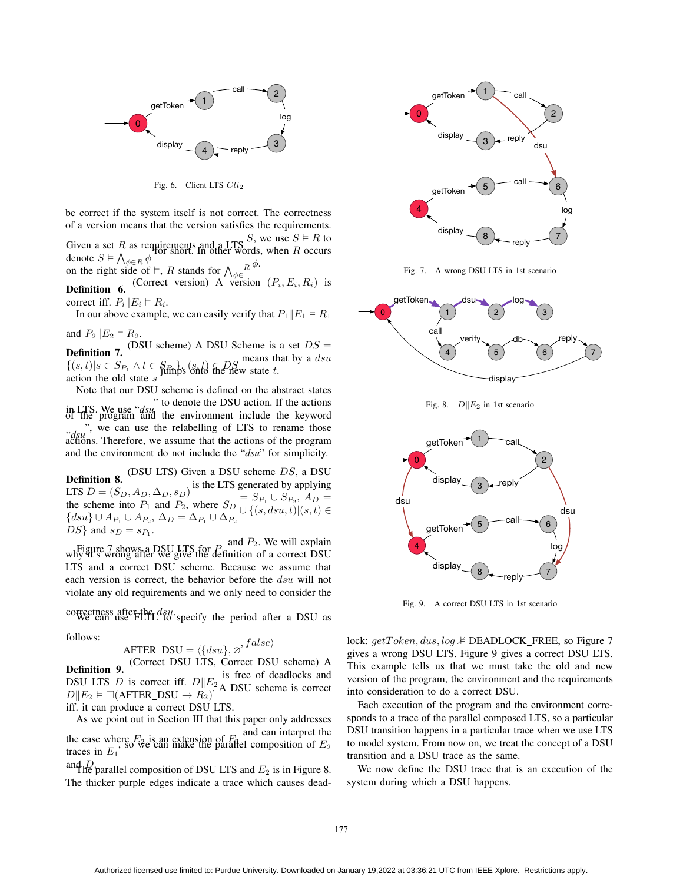Fig. 6. Client LTS $Cli_2$

be correct if the system itself is not correct. The correctness of a version means that the version satisfies the requirements. Given a set $R$ as requirements and a LTS $S$, we use $S \vDash R$ to denote $S \vDash \bigwedge_{\phi \in R} \phi$ for short. In other words, when $R$ occurs on the right side of $\vDash$, $R$ stands for $\bigwedge_{\phi \in R} \phi$.

**Definition 6.** (Correct version) A version $(P_i, E_i, R_i)$ is correct iff. $P_i \| E_i \vDash R_i$.

In our above example, we can easily verify that $P_1 \| E_1 \vDash R_1$ and $P_2 \| E_2 \vDash R_2$.

**Definition 7.** (DSU scheme) A DSU Scheme is a set $DS = \{(s,t) | s \in S_{P_1} \wedge t \in S_{P_2}\}$. $(s,t) \in DS$ means that by a $dsu$ action the old state $s$ jumps onto the new state $t$.

Note that our DSU scheme is defined on the abstract states in LTS. We use "$dsu$" to denote the DSU action. If the actions of the program and the environment include the keyword "$dsu$", we can use the relabelling of LTS to rename those actions. Therefore, we assume that the actions of the program and the environment do not include the "$dsu$" for simplicity.

**Definition 8.** (DSU LTS) Given a DSU scheme $DS$, a DSU LTS $D = (S_D, A_D, \Delta_D, s_D)$ is the LTS generated by applying the scheme into $P_1$ and $P_2$, where $S_D = S_{P_1} \cup S_{P_2}$, $A_D = \{dsu\} \cup A_{P_1} \cup A_{P_2}$, $\Delta_D = \Delta_{P_1} \cup \Delta_{P_2} \cup \{(s, dsu, t) | (s,t) \in DS\}$ and $s_D = s_{P_1}$.

Figure 7 shows a DSU LTS for $P_1$ and $P_2$. We will explain why it's wrong after we give the definition of a correct DSU LTS and a correct DSU scheme. Because we assume that each version is correct, the behavior before the $dsu$ will not violate any old requirements and we only need to consider the correctness after the $dsu$.

We can use FLTL to specify the period after a DSU as follows:

$$\text{AFTER\_DSU} = \langle \{dsu\}, \varnothing, false \rangle$$

**Definition 9.** (Correct DSU LTS, Correct DSU scheme) A DSU LTS $D$ is correct iff. $D \| E_2$ is free of deadlocks and $D \| E_2 \vDash \Box(\text{AFTER\_DSU} \rightarrow R_2)$. A DSU scheme is correct iff. it can produce a correct DSU LTS.

As we point out in Section III that this paper only addresses the case where $E_2$ is an extension of $E_1$ and can interpret the traces in $E_1$, so we can make the parallel composition of $E_2$ and $D$.

The parallel composition of DSU LTS and $E_2$ is in Figure 8. The thicker purple edges indicate a trace which causes deadlock: $getToken, dus, log \nvDash$ DEADLOCK_FREE, so Figure 7 gives a wrong DSU LTS. Figure 9 gives a correct DSU LTS. This example tells us that we must take the old and new version of the program, the environment and the requirements into consideration to do a correct DSU.

Fig. 7. A wrong DSU LTS in 1st scenario

Fig. 8. $D \| E_2$ in 1st scenario

Fig. 9. A correct DSU LTS in 1st scenario

Each execution of the program and the environment corresponds to a trace of the parallel composed LTS, so a particular DSU transition happens in a particular trace when we use LTS to model system. From now on, we treat the concept of a DSU transition and a DSU trace as the same.

We now define the DSU trace that is an execution of the system during which a DSU happens.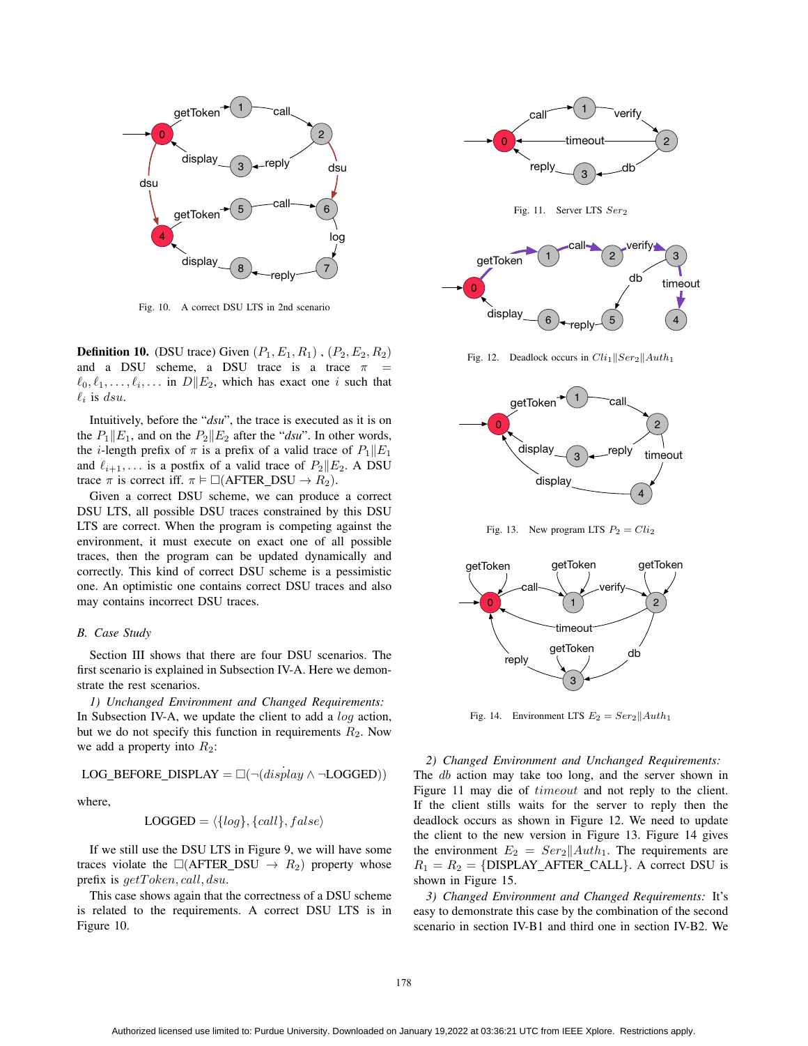Fig. 10. A correct DSU LTS in 2nd scenario

**Definition 10.** (DSU trace) Given $(P_1, E_1, R_1)$ , $(P_2, E_2, R_2)$ and a DSU scheme, a DSU trace is a trace $\pi = \ell_0, \ell_1, \ldots, \ell_i, \ldots$ in $D \| E_2$, which has exact one $i$ such that $\ell_i$ is $dsu$.

Intuitively, before the "*dsu*", the trace is executed as it is on the $P_1 \| E_1$, and on the $P_2 \| E_2$ after the "*dsu*". In other words, the $i$-length prefix of $\pi$ is a prefix of a valid trace of $P_1 \| E_1$ and $\ell_{i+1}, \ldots$ is a postfix of a valid trace of $P_2 \| E_2$. A DSU trace $\pi$ is correct iff. $\pi \models \square(\text{AFTER\_DSU} \rightarrow R_2)$.

Given a correct DSU scheme, we can produce a correct DSU LTS, all possible DSU traces constrained by this DSU LTS are correct. When the program is competing against the environment, it must execute on exact one of all possible traces, then the program can be updated dynamically and correctly. This kind of correct DSU scheme is a pessimistic one. An optimistic one contains correct DSU traces and also may contains incorrect DSU traces.

### B. Case Study

Section III shows that there are four DSU scenarios. The first scenario is explained in Subsection IV-A. Here we demonstrate the rest scenarios.

*1) Unchanged Environment and Changed Requirements:* In Subsection IV-A, we update the client to add a $log$ action, but we do not specify this function in requirements $R_2$. Now we add a property into $R_2$:

$$\text{LOG\_BEFORE\_DISPLAY} = \square(\neg(\dot{display} \wedge \neg\text{LOGGED}))$$

where,

$$\text{LOGGED} = \langle\{log\}, \{call\}, false\rangle$$

If we still use the DSU LTS in Figure 9, we will have some traces violate the $\square(\text{AFTER\_DSU} \rightarrow R_2)$ property whose prefix is $getToken, call, dsu$.

This case shows again that the correctness of a DSU scheme is related to the requirements. A correct DSU LTS is in Figure 10.

Fig. 11. Server LTS $Ser_2$

Fig. 12. Deadlock occurs in $Cli_1 \| Ser_2 \| Auth_1$

Fig. 13. New program LTS $P_2 = Cli_2$

Fig. 14. Environment LTS $E_2 = Ser_2 \| Auth_1$

*2) Changed Environment and Unchanged Requirements:* The $db$ action may take too long, and the server shown in Figure 11 may die of $timeout$ and not reply to the client. If the client stills waits for the server to reply then the deadlock occurs as shown in Figure 12. We need to update the client to the new version in Figure 13. Figure 14 gives the environment $E_2 = Ser_2 \| Auth_1$. The requirements are $R_1 = R_2 = \{\text{DISPLAY\_AFTER\_CALL}\}$. A correct DSU is shown in Figure 15.

*3) Changed Environment and Changed Requirements:* It's easy to demonstrate this case by the combination of the second scenario in section IV-B1 and third one in section IV-B2. We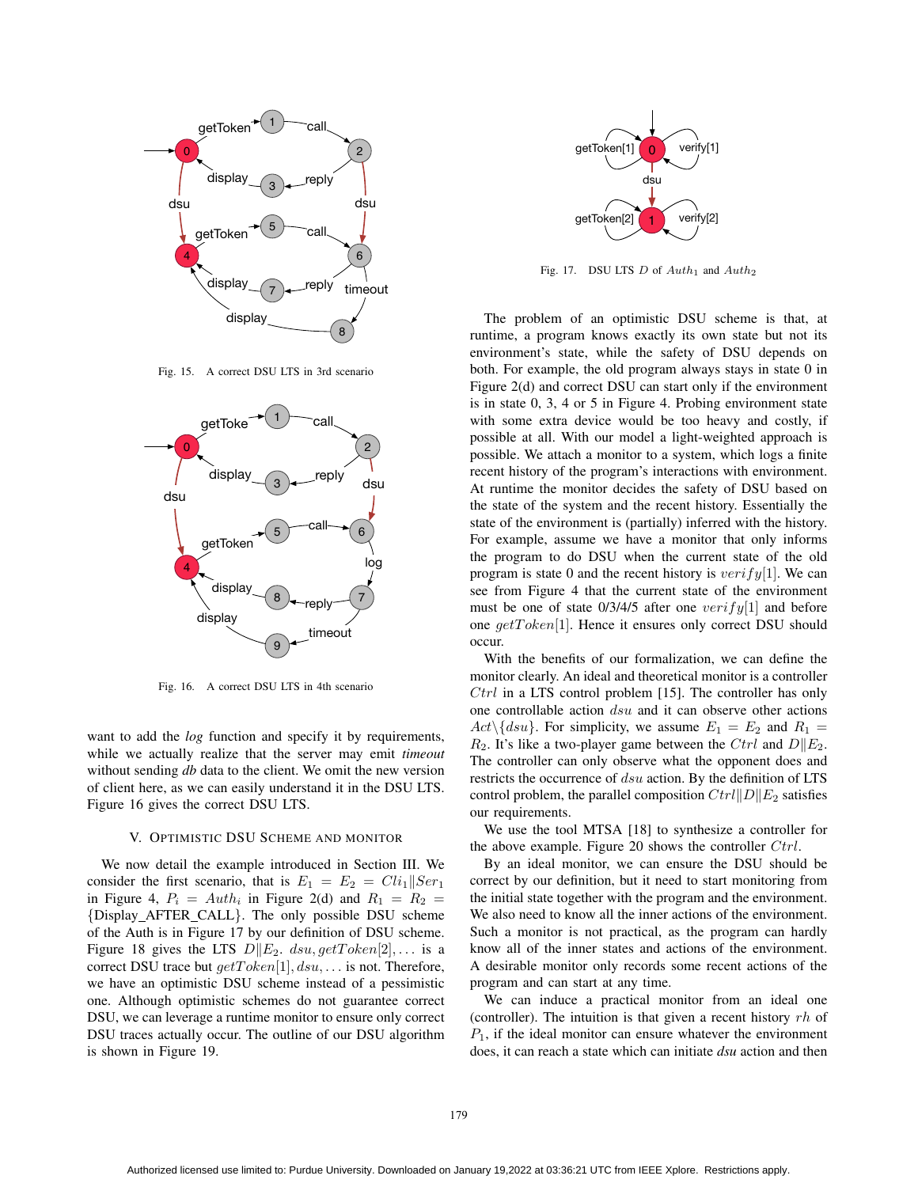Fig. 15. A correct DSU LTS in 3rd scenario

Fig. 16. A correct DSU LTS in 4th scenario

want to add the *log* function and specify it by requirements, while we actually realize that the server may emit *timeout* without sending *db* data to the client. We omit the new version of client here, as we can easily understand it in the DSU LTS. Figure 16 gives the correct DSU LTS.

## V. Optimistic DSU Scheme and Monitor

We now detail the example introduced in Section III. We consider the first scenario, that is $E_1 = E_2 = Cli_1 \| Ser_1$ in Figure 4, $P_i = Auth_i$ in Figure 2(d) and $R_1 = R_2 = \{\text{Display\_AFTER\_CALL}\}$. The only possible DSU scheme of the Auth is in Figure 17 by our definition of DSU scheme. Figure 18 gives the LTS $D \| E_2$. $dsu, getToken[2], \ldots$ is a correct DSU trace but $getToken[1], dsu, \ldots$ is not. Therefore, we have an optimistic DSU scheme instead of a pessimistic one. Although optimistic schemes do not guarantee correct DSU, we can leverage a runtime monitor to ensure only correct DSU traces actually occur. The outline of our DSU algorithm is shown in Figure 19.

Fig. 17. DSU LTS $D$ of $Auth_1$ and $Auth_2$

The problem of an optimistic DSU scheme is that, at runtime, a program knows exactly its own state but not its environment's state, while the safety of DSU depends on both. For example, the old program always stays in state 0 in Figure 2(d) and correct DSU can start only if the environment is in state 0, 3, 4 or 5 in Figure 4. Probing environment state with some extra device would be too heavy and costly, if possible at all. With our model a light-weighted approach is possible. We attach a monitor to a system, which logs a finite recent history of the program's interactions with environment. At runtime the monitor decides the safety of DSU based on the state of the system and the recent history. Essentially the state of the environment is (partially) inferred with the history. For example, assume we have a monitor that only informs the program to do DSU when the current state of the old program is state 0 and the recent history is $verify[1]$. We can see from Figure 4 that the current state of the environment must be one of state 0/3/4/5 after one $verify[1]$ and before one $getToken[1]$. Hence it ensures only correct DSU should occur.

With the benefits of our formalization, we can define the monitor clearly. An ideal and theoretical monitor is a controller $Ctrl$ in a LTS control problem [15]. The controller has only one controllable action $dsu$ and it can observe other actions $Act \backslash \{dsu\}$. For simplicity, we assume $E_1 = E_2$ and $R_1 = R_2$. It's like a two-player game between the $Ctrl$ and $D \| E_2$. The controller can only observe what the opponent does and restricts the occurrence of $dsu$ action. By the definition of LTS control problem, the parallel composition $Ctrl \| D \| E_2$ satisfies our requirements.

We use the tool MTSA [18] to synthesize a controller for the above example. Figure 20 shows the controller $Ctrl$.

By an ideal monitor, we can ensure the DSU should be correct by our definition, but it need to start monitoring from the initial state together with the program and the environment. We also need to know all the inner actions of the environment. Such a monitor is not practical, as the program can hardly know all of the inner states and actions of the environment. A desirable monitor only records some recent actions of the program and can start at any time.

We can induce a practical monitor from an ideal one (controller). The intuition is that given a recent history $rh$ of $P_1$, if the ideal monitor can ensure whatever the environment does, it can reach a state which can initiate *dsu* action and then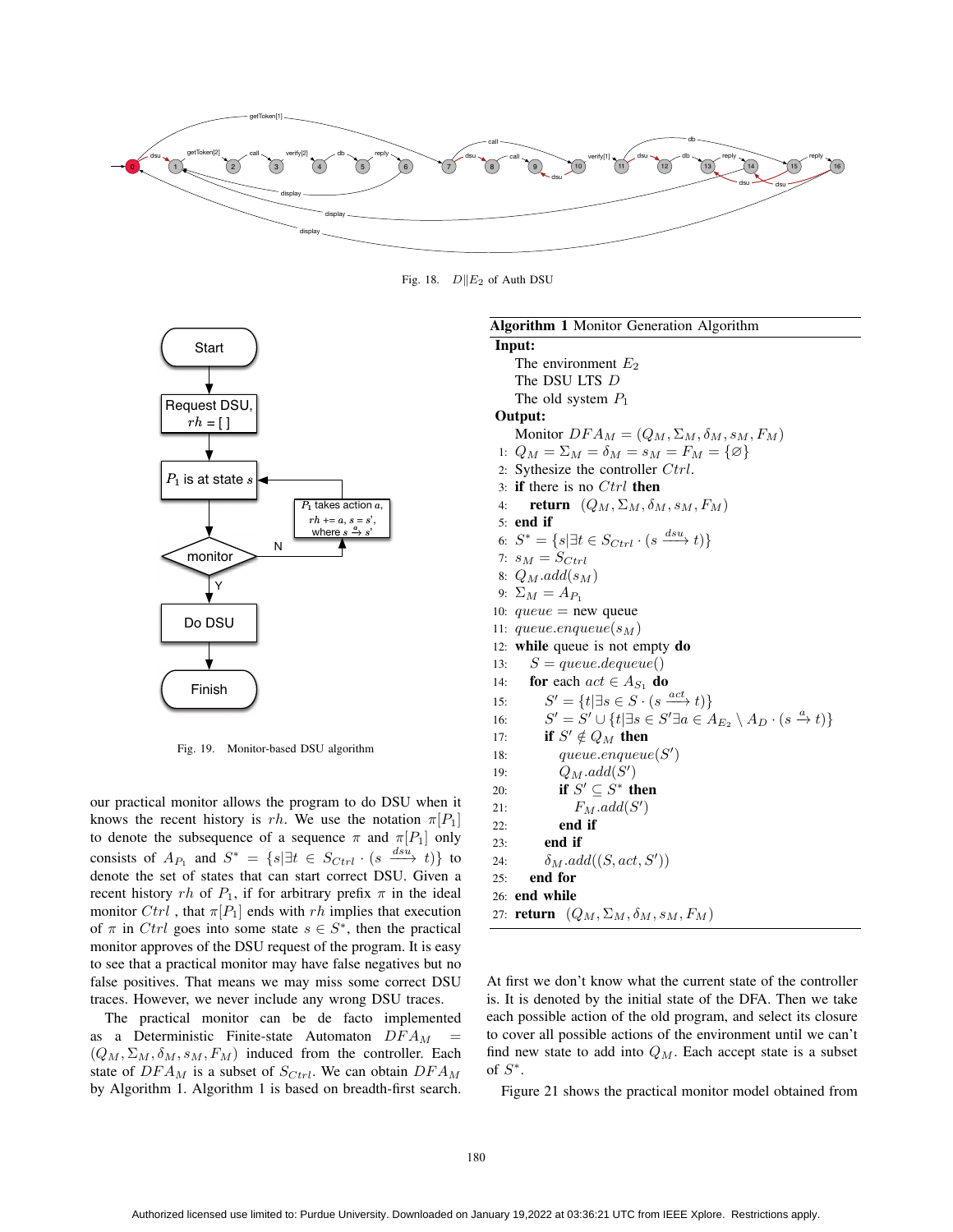Fig. 18. $D \| E_2$ of Auth DSU

Fig. 19. Monitor-based DSU algorithm

our practical monitor allows the program to do DSU when it knows the recent history is $rh$. We use the notation $\pi[P_1]$ to denote the subsequence of a sequence $\pi$ and $\pi[P_1]$ only consists of $A_{P_1}$ and $S^* = \{s | \exists t \in S_{Ctrl} \cdot (s \xrightarrow{dsu} t)\}$ to denote the set of states that can start correct DSU. Given a recent history $rh$ of $P_1$, if for arbitrary prefix $\pi$ in the ideal monitor $Ctrl$ , that $\pi[P_1]$ ends with $rh$ implies that execution of $\pi$ in $Ctrl$ goes into some state $s \in S^*$, then the practical monitor approves of the DSU request of the program. It is easy to see that a practical monitor may have false negatives but no false positives. That means we may miss some correct DSU traces. However, we never include any wrong DSU traces.

The practical monitor can be de facto implemented as a Deterministic Finite-state Automaton $DFA_M = (Q_M, \Sigma_M, \delta_M, s_M, F_M)$ induced from the controller. Each state of $DFA_M$ is a subset of $S_{Ctrl}$. We can obtain $DFA_M$ by Algorithm 1. Algorithm 1 is based on breadth-first search.

**Algorithm 1** Monitor Generation Algorithm

**Input:**
The environment $E_2$
The DSU LTS $D$
The old system $P_1$

**Output:**
Monitor $DFA_M = (Q_M, \Sigma_M, \delta_M, s_M, F_M)$

```
1:  Q_M = Σ_M = δ_M = s_M = F_M = {∅}
2:  Sythesize the controller Ctrl.
3:  if there is no Ctrl then
4:      return (Q_M, Σ_M, δ_M, s_M, F_M)
5:  end if
6:  S* = {s | ∃t ∈ S_Ctrl · (s --dsu--> t)}
7:  s_M = S_Ctrl
8:  Q_M.add(s_M)
9:  Σ_M = A_P1
10: queue = new queue
11: queue.enqueue(s_M)
12: while queue is not empty do
13:     S = queue.dequeue()
14:     for each act ∈ A_S1 do
15:         S' = {t | ∃s ∈ S · (s --act--> t)}
16:         S' = S' ∪ {t | ∃s ∈ S' ∃a ∈ A_E2 \ A_D · (s --a--> t)}
17:         if S' ∉ Q_M then
18:             queue.enqueue(S')
19:             Q_M.add(S')
20:             if S' ⊆ S* then
21:                 F_M.add(S')
22:             end if
23:         end if
24:         δ_M.add((S, act, S'))
25:     end for
26: end while
27: return (Q_M, Σ_M, δ_M, s_M, F_M)
```

At first we don't know what the current state of the controller is. It is denoted by the initial state of the DFA. Then we take each possible action of the old program, and select its closure to cover all possible actions of the environment until we can't find new state to add into $Q_M$. Each accept state is a subset of $S^*$.

Figure 21 shows the practical monitor model obtained from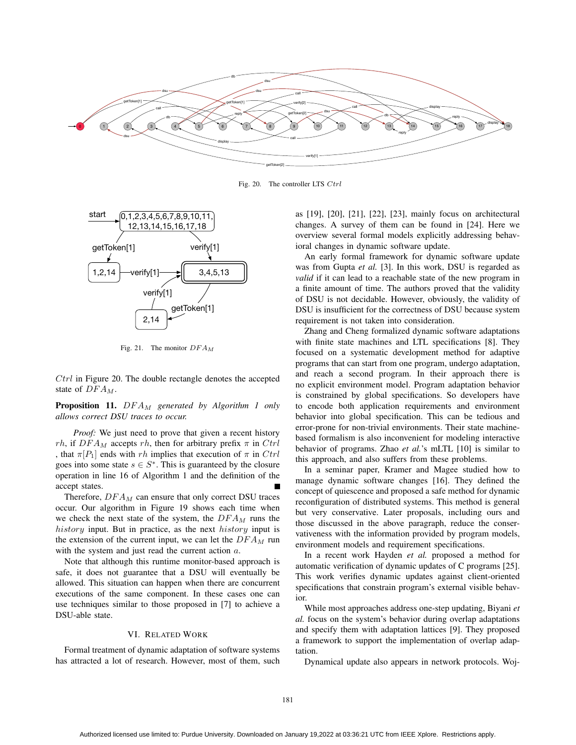Fig. 20. The controller LTS $Ctrl$

Fig. 21. The monitor $DFA_M$

$Ctrl$ in Figure 20. The double rectangle denotes the accepted state of $DFA_M$.

**Proposition 11.** *$DFA_M$ generated by Algorithm 1 only allows correct DSU traces to occur.*

*Proof:* We just need to prove that given a recent history $rh$, if $DFA_M$ accepts $rh$, then for arbitrary prefix $\pi$ in $Ctrl$ , that $\pi[P_1]$ ends with $rh$ implies that execution of $\pi$ in $Ctrl$ goes into some state $s \in S^*$. This is guaranteed by the closure operation in line 16 of Algorithm 1 and the definition of the accept states. ∎

Therefore, $DFA_M$ can ensure that only correct DSU traces occur. Our algorithm in Figure 19 shows each time when we check the next state of the system, the $DFA_M$ runs the $history$ input. But in practice, as the next $history$ input is the extension of the current input, we can let the $DFA_M$ run with the system and just read the current action $a$.

Note that although this runtime monitor-based approach is safe, it does not guarantee that a DSU will eventually be allowed. This situation can happen when there are concurrent executions of the same component. In these cases one can use techniques similar to those proposed in [7] to achieve a DSU-able state.

## VI. Related Work

Formal treatment of dynamic adaptation of software systems has attracted a lot of research. However, most of them, such as [19], [20], [21], [22], [23], mainly focus on architectural changes. A survey of them can be found in [24]. Here we overview several formal models explicitly addressing behavioral changes in dynamic software update.

An early formal framework for dynamic software update was from Gupta *et al.* [3]. In this work, DSU is regarded as *valid* if it can lead to a reachable state of the new program in a finite amount of time. The authors proved that the validity of DSU is not decidable. However, obviously, the validity of DSU is insufficient for the correctness of DSU because system requirement is not taken into consideration.

Zhang and Cheng formalized dynamic software adaptations with finite state machines and LTL specifications [8]. They focused on a systematic development method for adaptive programs that can start from one program, undergo adaptation, and reach a second program. In their approach there is no explicit environment model. Program adaptation behavior is constrained by global specifications. So developers have to encode both application requirements and environment behavior into global specification. This can be tedious and error-prone for non-trivial environments. Their state machine-based formalism is also inconvenient for modeling interactive behavior of programs. Zhao *et al.*'s mLTL [10] is similar to this approach, and also suffers from these problems.

In a seminar paper, Kramer and Magee studied how to manage dynamic software changes [16]. They defined the concept of quiescence and proposed a safe method for dynamic reconfiguration of distributed systems. This method is general but very conservative. Later proposals, including ours and those discussed in the above paragraph, reduce the conservativeness with the information provided by program models, environment models and requirement specifications.

In a recent work Hayden *et al.* proposed a method for automatic verification of dynamic updates of C programs [25]. This work verifies dynamic updates against client-oriented specifications that constrain program's external visible behavior.

While most approaches address one-step updating, Biyani *et al.* focus on the system's behavior during overlap adaptations and specify them with adaptation lattices [9]. They proposed a framework to support the implementation of overlap adaptation.

Dynamical update also appears in network protocols. Woj-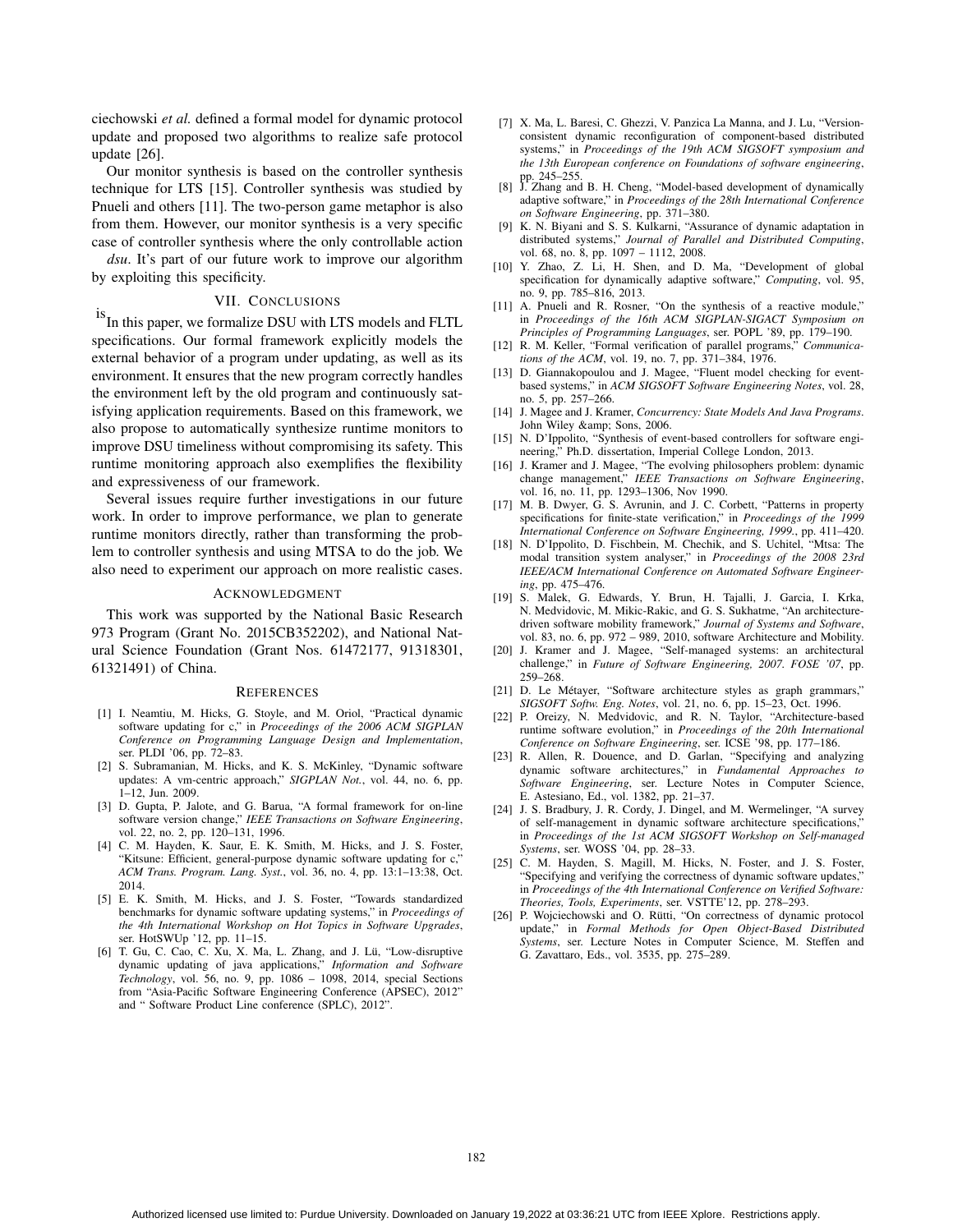ciechowski *et al.* defined a formal model for dynamic protocol update and proposed two algorithms to realize safe protocol update [26].

Our monitor synthesis is based on the controller synthesis technique for LTS [15]. Controller synthesis was studied by Pnueli and others [11]. The two-person game metaphor is also from them. However, our monitor synthesis is a very specific case of controller synthesis where the only controllable action is *dsu*. It's part of our future work to improve our algorithm by exploiting this specificity.

## VII. Conclusions

In this paper, we formalize DSU with LTS models and FLTL specifications. Our formal framework explicitly models the external behavior of a program under updating, as well as its environment. It ensures that the new program correctly handles the environment left by the old program and continuously satisfying application requirements. Based on this framework, we also propose to automatically synthesize runtime monitors to improve DSU timeliness without compromising its safety. This runtime monitoring approach also exemplifies the flexibility and expressiveness of our framework.

Several issues require further investigations in our future work. In order to improve performance, we plan to generate runtime monitors directly, rather than transforming the problem to controller synthesis and using MTSA to do the job. We also need to experiment our approach on more realistic cases.

## Acknowledgment

This work was supported by the National Basic Research 973 Program (Grant No. 2015CB352202), and National Natural Science Foundation (Grant Nos. 61472177, 91318301, 61321491) of China.

## References

[1] I. Neamtiu, M. Hicks, G. Stoyle, and M. Oriol, "Practical dynamic software updating for c," in *Proceedings of the 2006 ACM SIGPLAN Conference on Programming Language Design and Implementation*, ser. PLDI '06, pp. 72–83.

[2] S. Subramanian, M. Hicks, and K. S. McKinley, "Dynamic software updates: A vm-centric approach," *SIGPLAN Not.*, vol. 44, no. 6, pp. 1–12, Jun. 2009.

[3] D. Gupta, P. Jalote, and G. Barua, "A formal framework for on-line software version change," *IEEE Transactions on Software Engineering*, vol. 22, no. 2, pp. 120–131, 1996.

[4] C. M. Hayden, K. Saur, E. K. Smith, M. Hicks, and J. S. Foster, "Kitsune: Efficient, general-purpose dynamic software updating for c," *ACM Trans. Program. Lang. Syst.*, vol. 36, no. 4, pp. 13:1–13:38, Oct. 2014.

[5] E. K. Smith, M. Hicks, and J. S. Foster, "Towards standardized benchmarks for dynamic software updating systems," in *Proceedings of the 4th International Workshop on Hot Topics in Software Upgrades*, ser. HotSWUp '12, pp. 11–15.

[6] T. Gu, C. Cao, C. Xu, X. Ma, L. Zhang, and J. Lü, "Low-disruptive dynamic updating of java applications," *Information and Software Technology*, vol. 56, no. 9, pp. 1086 – 1098, 2014, special Sections from "Asia-Pacific Software Engineering Conference (APSEC), 2012" and " Software Product Line conference (SPLC), 2012".

[7] X. Ma, L. Baresi, C. Ghezzi, V. Panzica La Manna, and J. Lu, "Version-consistent dynamic reconfiguration of component-based distributed systems," in *Proceedings of the 19th ACM SIGSOFT symposium and the 13th European conference on Foundations of software engineering*, pp. 245–255.

[8] J. Zhang and B. H. Cheng, "Model-based development of dynamically adaptive software," in *Proceedings of the 28th International Conference on Software Engineering*, pp. 371–380.

[9] K. N. Biyani and S. S. Kulkarni, "Assurance of dynamic adaptation in distributed systems," *Journal of Parallel and Distributed Computing*, vol. 68, no. 8, pp. 1097 – 1112, 2008.

[10] Y. Zhao, Z. Li, H. Shen, and D. Ma, "Development of global specification for dynamically adaptive software," *Computing*, vol. 95, no. 9, pp. 785–816, 2013.

[11] A. Pnueli and R. Rosner, "On the synthesis of a reactive module," in *Proceedings of the 16th ACM SIGPLAN-SIGACT Symposium on Principles of Programming Languages*, ser. POPL '89, pp. 179–190.

[12] R. M. Keller, "Formal verification of parallel programs," *Communications of the ACM*, vol. 19, no. 7, pp. 371–384, 1976.

[13] D. Giannakopoulou and J. Magee, "Fluent model checking for event-based systems," in *ACM SIGSOFT Software Engineering Notes*, vol. 28, no. 5, pp. 257–266.

[14] J. Magee and J. Kramer, *Concurrency: State Models And Java Programs*. John Wiley &amp; Sons, 2006.

[15] N. D'Ippolito, "Synthesis of event-based controllers for software engineering," Ph.D. dissertation, Imperial College London, 2013.

[16] J. Kramer and J. Magee, "The evolving philosophers problem: dynamic change management," *IEEE Transactions on Software Engineering*, vol. 16, no. 11, pp. 1293–1306, Nov 1990.

[17] M. B. Dwyer, G. S. Avrunin, and J. C. Corbett, "Patterns in property specifications for finite-state verification," in *Proceedings of the 1999 International Conference on Software Engineering, 1999.*, pp. 411–420.

[18] N. D'Ippolito, D. Fischbein, M. Chechik, and S. Uchitel, "Mtsa: The modal transition system analyser," in *Proceedings of the 2008 23rd IEEE/ACM International Conference on Automated Software Engineering*, pp. 475–476.

[19] S. Malek, G. Edwards, Y. Brun, H. Tajalli, J. Garcia, I. Krka, N. Medvidovic, M. Mikic-Rakic, and G. S. Sukhatme, "An architecture-driven software mobility framework," *Journal of Systems and Software*, vol. 83, no. 6, pp. 972 – 989, 2010, software Architecture and Mobility.

[20] J. Kramer and J. Magee, "Self-managed systems: an architectural challenge," in *Future of Software Engineering, 2007. FOSE '07*, pp. 259–268.

[21] D. Le Métayer, "Software architecture styles as graph grammars," *SIGSOFT Softw. Eng. Notes*, vol. 21, no. 6, pp. 15–23, Oct. 1996.

[22] P. Oreizy, N. Medvidovic, and R. N. Taylor, "Architecture-based runtime software evolution," in *Proceedings of the 20th International Conference on Software Engineering*, ser. ICSE '98, pp. 177–186.

[23] R. Allen, R. Douence, and D. Garlan, "Specifying and analyzing dynamic software architectures," in *Fundamental Approaches to Software Engineering*, ser. Lecture Notes in Computer Science, E. Astesiano, Ed., vol. 1382, pp. 21–37.

[24] J. S. Bradbury, J. R. Cordy, J. Dingel, and M. Wermelinger, "A survey of self-management in dynamic software architecture specifications," in *Proceedings of the 1st ACM SIGSOFT Workshop on Self-managed Systems*, ser. WOSS '04, pp. 28–33.

[25] C. M. Hayden, S. Magill, M. Hicks, N. Foster, and J. S. Foster, "Specifying and verifying the correctness of dynamic software updates," in *Proceedings of the 4th International Conference on Verified Software: Theories, Tools, Experiments*, ser. VSTTE'12, pp. 278–293.

[26] P. Wojciechowski and O. Rütti, "On correctness of dynamic protocol update," in *Formal Methods for Open Object-Based Distributed Systems*, ser. Lecture Notes in Computer Science, M. Steffen and G. Zavattaro, Eds., vol. 3535, pp. 275–289.